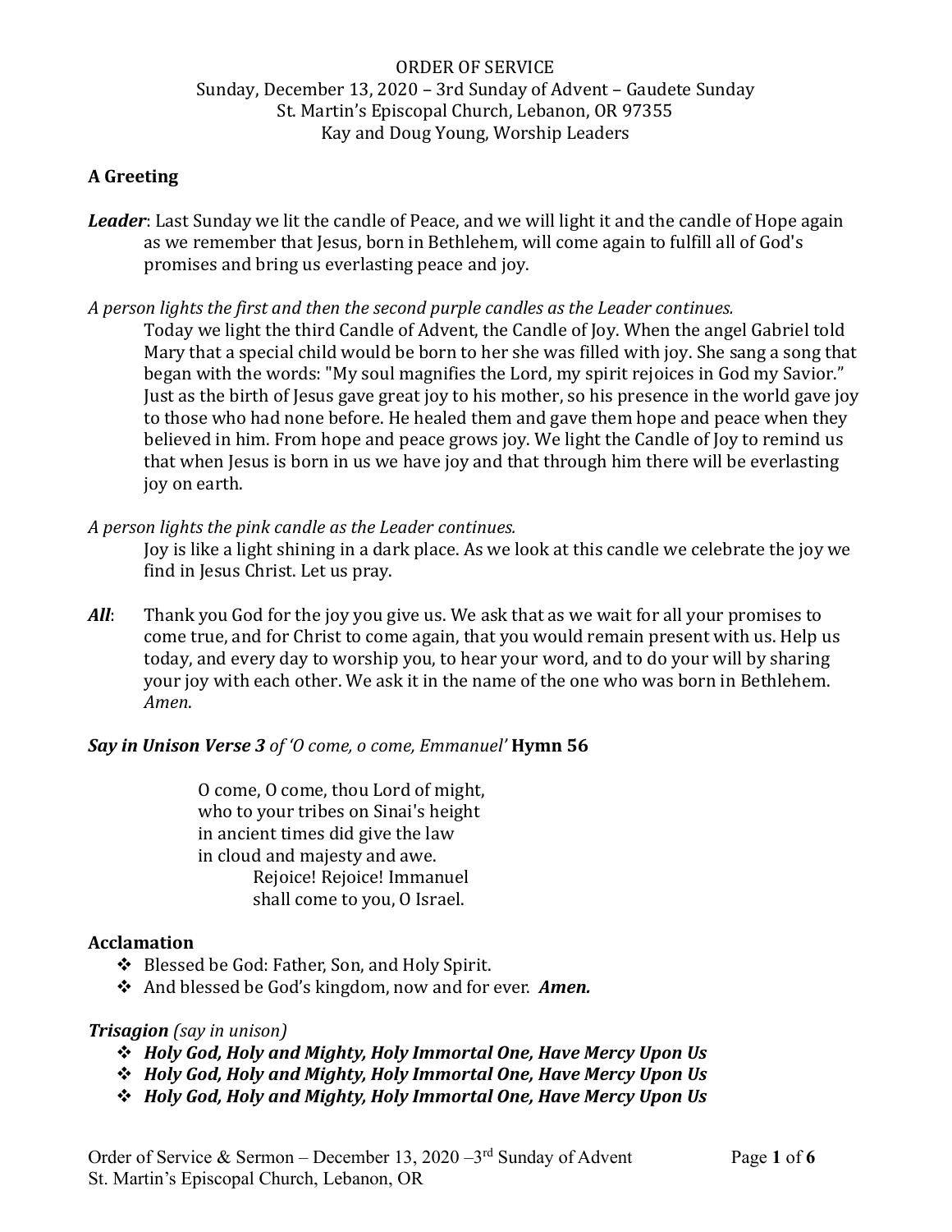ORDER OF SERVICE
Sunday, December 13, 2020 – 3rd Sunday of Advent – Gaudete Sunday
St. Martin's Episcopal Church, Lebanon, OR 97355
Kay and Doug Young, Worship Leaders

## A Greeting

***Leader***: Last Sunday we lit the candle of Peace, and we will light it and the candle of Hope again as we remember that Jesus, born in Bethlehem, will come again to fulfill all of God's promises and bring us everlasting peace and joy.

*A person lights the first and then the second purple candles as the Leader continues.*

Today we light the third Candle of Advent, the Candle of Joy. When the angel Gabriel told Mary that a special child would be born to her she was filled with joy. She sang a song that began with the words: "My soul magnifies the Lord, my spirit rejoices in God my Savior." Just as the birth of Jesus gave great joy to his mother, so his presence in the world gave joy to those who had none before. He healed them and gave them hope and peace when they believed in him. From hope and peace grows joy. We light the Candle of Joy to remind us that when Jesus is born in us we have joy and that through him there will be everlasting joy on earth.

*A person lights the pink candle as the Leader continues.*

Joy is like a light shining in a dark place. As we look at this candle we celebrate the joy we find in Jesus Christ. Let us pray.

***All***: Thank you God for the joy you give us. We ask that as we wait for all your promises to come true, and for Christ to come again, that you would remain present with us. Help us today, and every day to worship you, to hear your word, and to do your will by sharing your joy with each other. We ask it in the name of the one who was born in Bethlehem. *Amen*.

***Say in Unison Verse 3** of 'O come, o come, Emmanuel'* **Hymn 56**

O come, O come, thou Lord of might,
who to your tribes on Sinai's height
in ancient times did give the law
in cloud and majesty and awe.
Rejoice! Rejoice! Immanuel
shall come to you, O Israel.

## Acclamation

- Blessed be God: Father, Son, and Holy Spirit.
- And blessed be God's kingdom, now and for ever. ***Amen.***

***Trisagion** (say in unison)*

- ***Holy God, Holy and Mighty, Holy Immortal One, Have Mercy Upon Us***
- ***Holy God, Holy and Mighty, Holy Immortal One, Have Mercy Upon Us***
- ***Holy God, Holy and Mighty, Holy Immortal One, Have Mercy Upon Us***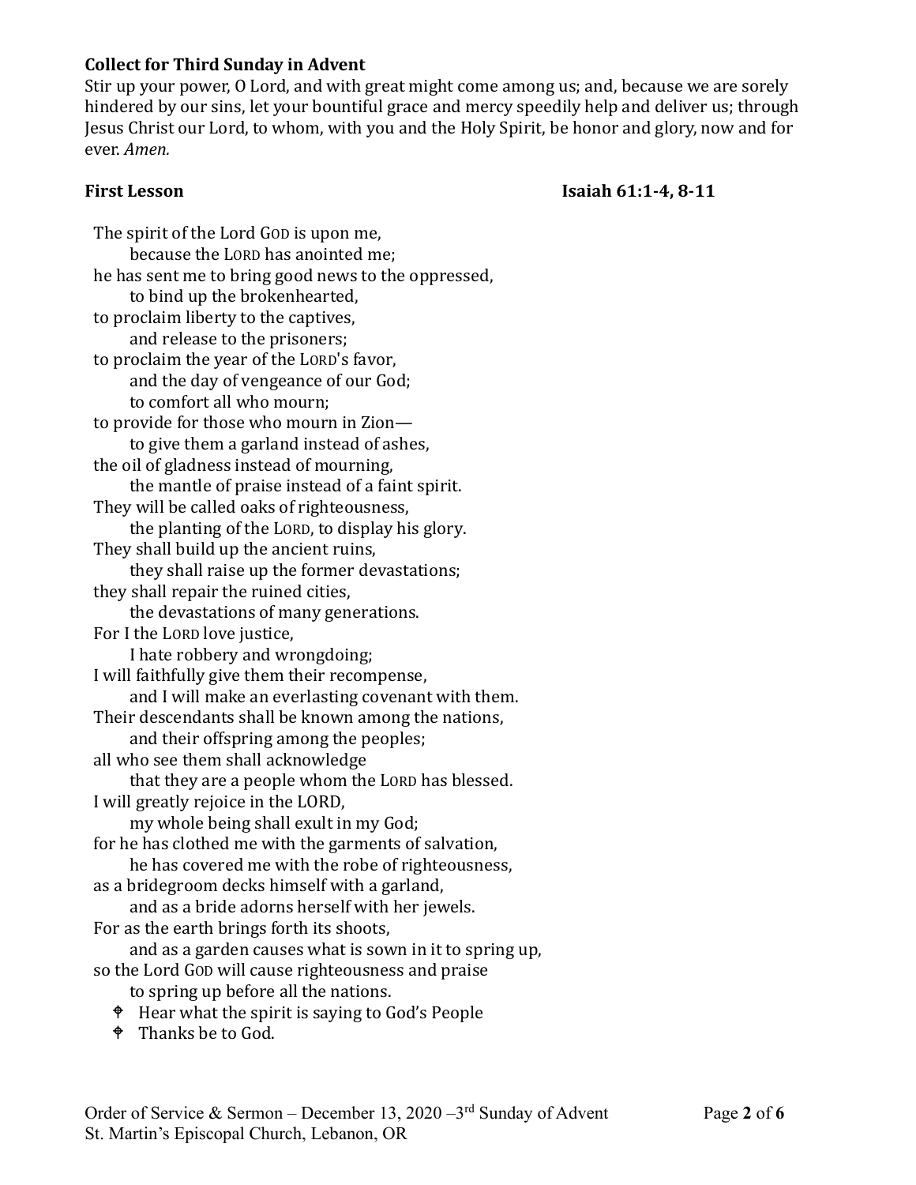**Collect for Third Sunday in Advent**

Stir up your power, O Lord, and with great might come among us; and, because we are sorely hindered by our sins, let your bountiful grace and mercy speedily help and deliver us; through Jesus Christ our Lord, to whom, with you and the Holy Spirit, be honor and glory, now and for ever. *Amen.*

**First Lesson** **Isaiah 61:1-4, 8-11**

The spirit of the Lord GOD is upon me,
  because the LORD has anointed me;
he has sent me to bring good news to the oppressed,
  to bind up the brokenhearted,
to proclaim liberty to the captives,
  and release to the prisoners;
to proclaim the year of the LORD's favor,
  and the day of vengeance of our God;
  to comfort all who mourn;
to provide for those who mourn in Zion—
  to give them a garland instead of ashes,
the oil of gladness instead of mourning,
  the mantle of praise instead of a faint spirit.
They will be called oaks of righteousness,
  the planting of the LORD, to display his glory.
They shall build up the ancient ruins,
  they shall raise up the former devastations;
they shall repair the ruined cities,
  the devastations of many generations.
For I the LORD love justice,
  I hate robbery and wrongdoing;
I will faithfully give them their recompense,
  and I will make an everlasting covenant with them.
Their descendants shall be known among the nations,
  and their offspring among the peoples;
all who see them shall acknowledge
  that they are a people whom the LORD has blessed.
I will greatly rejoice in the LORD,
  my whole being shall exult in my God;
for he has clothed me with the garments of salvation,
  he has covered me with the robe of righteousness,
as a bridegroom decks himself with a garland,
  and as a bride adorns herself with her jewels.
For as the earth brings forth its shoots,
  and as a garden causes what is sown in it to spring up,
so the Lord GOD will cause righteousness and praise
  to spring up before all the nations.

- Hear what the spirit is saying to God's People
- Thanks be to God.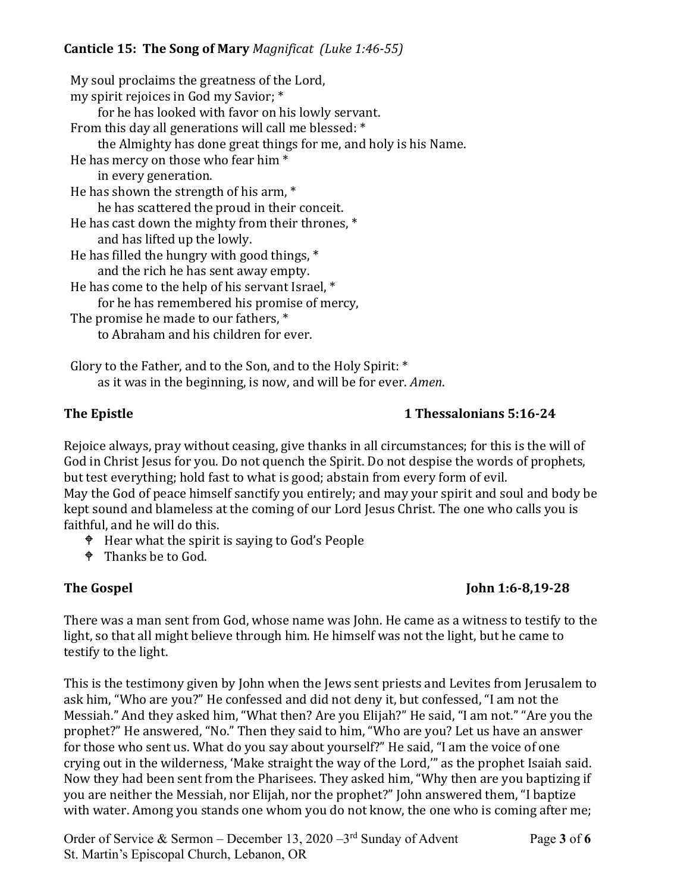**Canticle 15: The Song of Mary** *Magnificat (Luke 1:46-55)*

My soul proclaims the greatness of the Lord,  
my spirit rejoices in God my Savior; *  
    for he has looked with favor on his lowly servant.  
From this day all generations will call me blessed: *  
    the Almighty has done great things for me, and holy is his Name.  
He has mercy on those who fear him *  
    in every generation.  
He has shown the strength of his arm, *  
    he has scattered the proud in their conceit.  
He has cast down the mighty from their thrones, *  
    and has lifted up the lowly.  
He has filled the hungry with good things, *  
    and the rich he has sent away empty.  
He has come to the help of his servant Israel, *  
    for he has remembered his promise of mercy,  
The promise he made to our fathers, *  
    to Abraham and his children for ever.

Glory to the Father, and to the Son, and to the Holy Spirit: *  
    as it was in the beginning, is now, and will be for ever. *Amen*.

**The Epistle** **1 Thessalonians 5:16-24**

Rejoice always, pray without ceasing, give thanks in all circumstances; for this is the will of God in Christ Jesus for you. Do not quench the Spirit. Do not despise the words of prophets, but test everything; hold fast to what is good; abstain from every form of evil.  
May the God of peace himself sanctify you entirely; and may your spirit and soul and body be kept sound and blameless at the coming of our Lord Jesus Christ. The one who calls you is faithful, and he will do this.

- ☩ Hear what the spirit is saying to God's People
- ☩ Thanks be to God.

**The Gospel** **John 1:6-8,19-28**

There was a man sent from God, whose name was John. He came as a witness to testify to the light, so that all might believe through him. He himself was not the light, but he came to testify to the light.

This is the testimony given by John when the Jews sent priests and Levites from Jerusalem to ask him, "Who are you?" He confessed and did not deny it, but confessed, "I am not the Messiah." And they asked him, "What then? Are you Elijah?" He said, "I am not." "Are you the prophet?" He answered, "No." Then they said to him, "Who are you? Let us have an answer for those who sent us. What do you say about yourself?" He said, "I am the voice of one crying out in the wilderness, 'Make straight the way of the Lord,'" as the prophet Isaiah said. Now they had been sent from the Pharisees. They asked him, "Why then are you baptizing if you are neither the Messiah, nor Elijah, nor the prophet?" John answered them, "I baptize with water. Among you stands one whom you do not know, the one who is coming after me;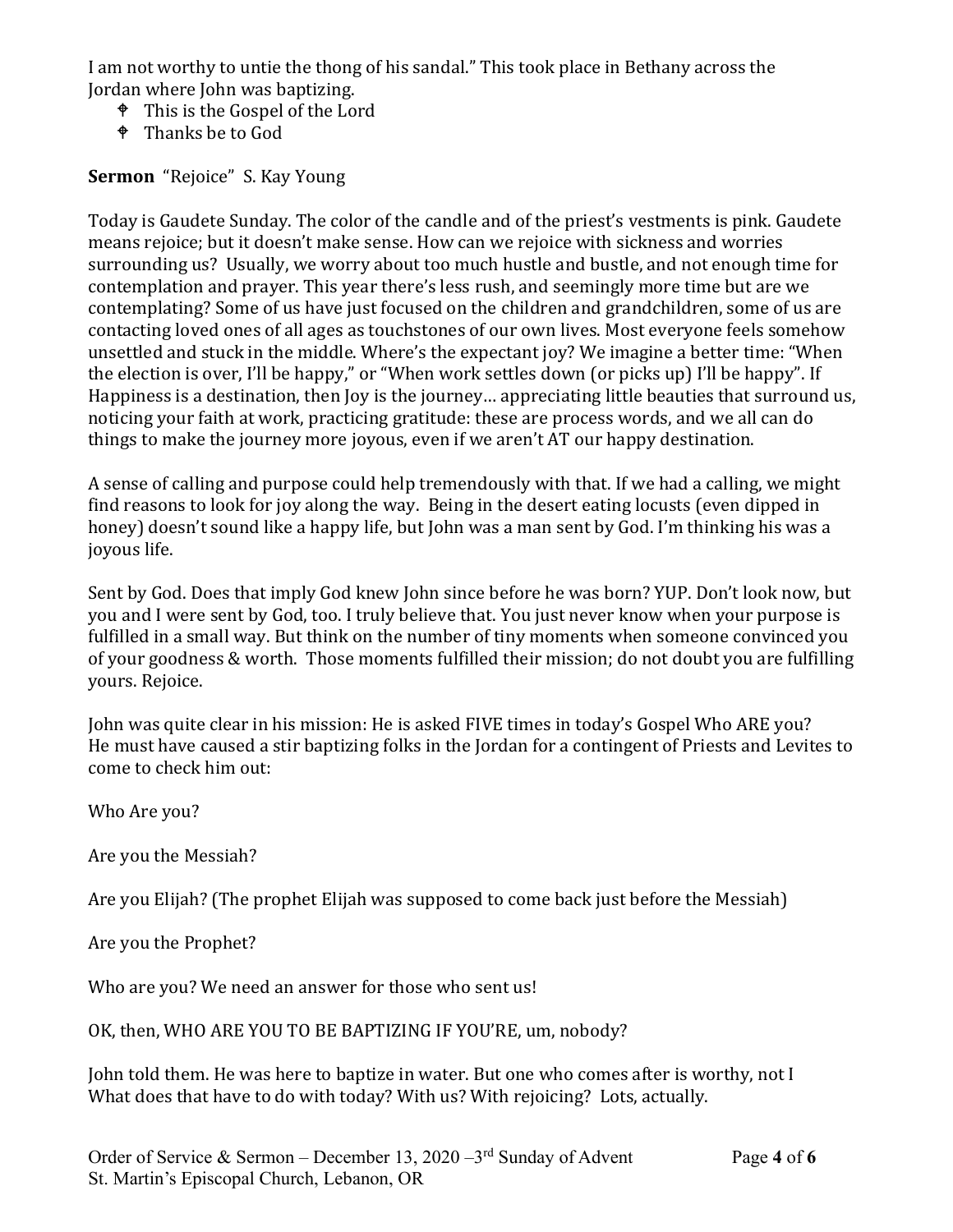I am not worthy to untie the thong of his sandal." This took place in Bethany across the Jordan where John was baptizing.

- ✝ This is the Gospel of the Lord
- ✝ Thanks be to God

**Sermon** "Rejoice" S. Kay Young

Today is Gaudete Sunday. The color of the candle and of the priest's vestments is pink. Gaudete means rejoice; but it doesn't make sense. How can we rejoice with sickness and worries surrounding us? Usually, we worry about too much hustle and bustle, and not enough time for contemplation and prayer. This year there's less rush, and seemingly more time but are we contemplating? Some of us have just focused on the children and grandchildren, some of us are contacting loved ones of all ages as touchstones of our own lives. Most everyone feels somehow unsettled and stuck in the middle. Where's the expectant joy? We imagine a better time: "When the election is over, I'll be happy," or "When work settles down (or picks up) I'll be happy". If Happiness is a destination, then Joy is the journey… appreciating little beauties that surround us, noticing your faith at work, practicing gratitude: these are process words, and we all can do things to make the journey more joyous, even if we aren't AT our happy destination.

A sense of calling and purpose could help tremendously with that. If we had a calling, we might find reasons to look for joy along the way. Being in the desert eating locusts (even dipped in honey) doesn't sound like a happy life, but John was a man sent by God. I'm thinking his was a joyous life.

Sent by God. Does that imply God knew John since before he was born? YUP. Don't look now, but you and I were sent by God, too. I truly believe that. You just never know when your purpose is fulfilled in a small way. But think on the number of tiny moments when someone convinced you of your goodness & worth. Those moments fulfilled their mission; do not doubt you are fulfilling yours. Rejoice.

John was quite clear in his mission: He is asked FIVE times in today's Gospel Who ARE you? He must have caused a stir baptizing folks in the Jordan for a contingent of Priests and Levites to come to check him out:

Who Are you?

Are you the Messiah?

Are you Elijah? (The prophet Elijah was supposed to come back just before the Messiah)

Are you the Prophet?

Who are you? We need an answer for those who sent us!

OK, then, WHO ARE YOU TO BE BAPTIZING IF YOU'RE, um, nobody?

John told them. He was here to baptize in water. But one who comes after is worthy, not I
What does that have to do with today? With us? With rejoicing? Lots, actually.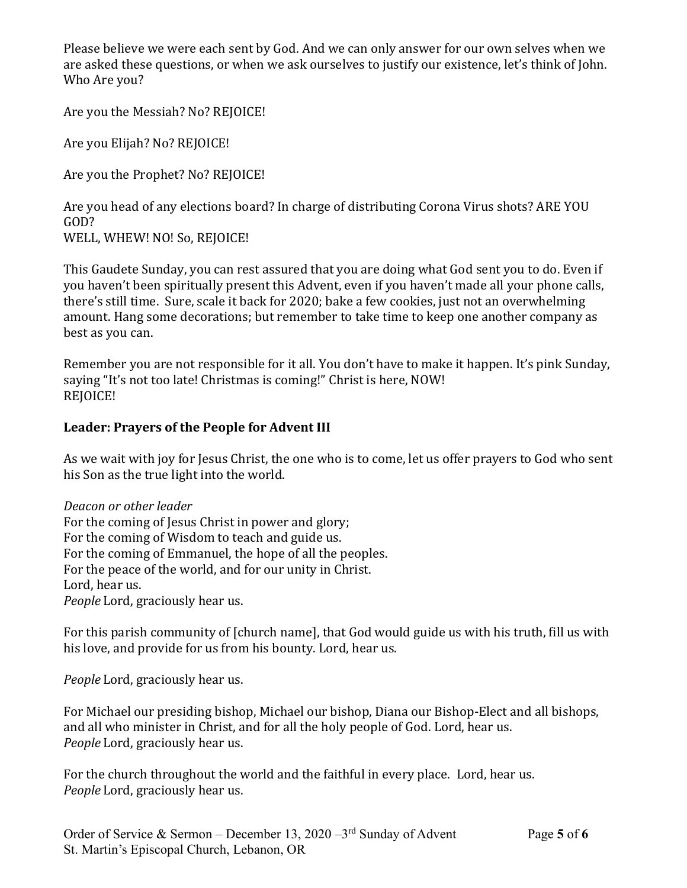Please believe we were each sent by God. And we can only answer for our own selves when we are asked these questions, or when we ask ourselves to justify our existence, let's think of John. Who Are you?

Are you the Messiah? No? REJOICE!

Are you Elijah? No? REJOICE!

Are you the Prophet? No? REJOICE!

Are you head of any elections board? In charge of distributing Corona Virus shots? ARE YOU GOD?
WELL, WHEW! NO! So, REJOICE!

This Gaudete Sunday, you can rest assured that you are doing what God sent you to do. Even if you haven't been spiritually present this Advent, even if you haven't made all your phone calls, there's still time. Sure, scale it back for 2020; bake a few cookies, just not an overwhelming amount. Hang some decorations; but remember to take time to keep one another company as best as you can.

Remember you are not responsible for it all. You don't have to make it happen. It's pink Sunday, saying "It's not too late! Christmas is coming!" Christ is here, NOW!
REJOICE!

**Leader: Prayers of the People for Advent III**

As we wait with joy for Jesus Christ, the one who is to come, let us offer prayers to God who sent his Son as the true light into the world.

*Deacon or other leader*
For the coming of Jesus Christ in power and glory;
For the coming of Wisdom to teach and guide us.
For the coming of Emmanuel, the hope of all the peoples.
For the peace of the world, and for our unity in Christ.
Lord, hear us.
*People* Lord, graciously hear us.

For this parish community of [church name], that God would guide us with his truth, fill us with his love, and provide for us from his bounty. Lord, hear us.

*People* Lord, graciously hear us.

For Michael our presiding bishop, Michael our bishop, Diana our Bishop-Elect and all bishops, and all who minister in Christ, and for all the holy people of God. Lord, hear us.
*People* Lord, graciously hear us.

For the church throughout the world and the faithful in every place. Lord, hear us.
*People* Lord, graciously hear us.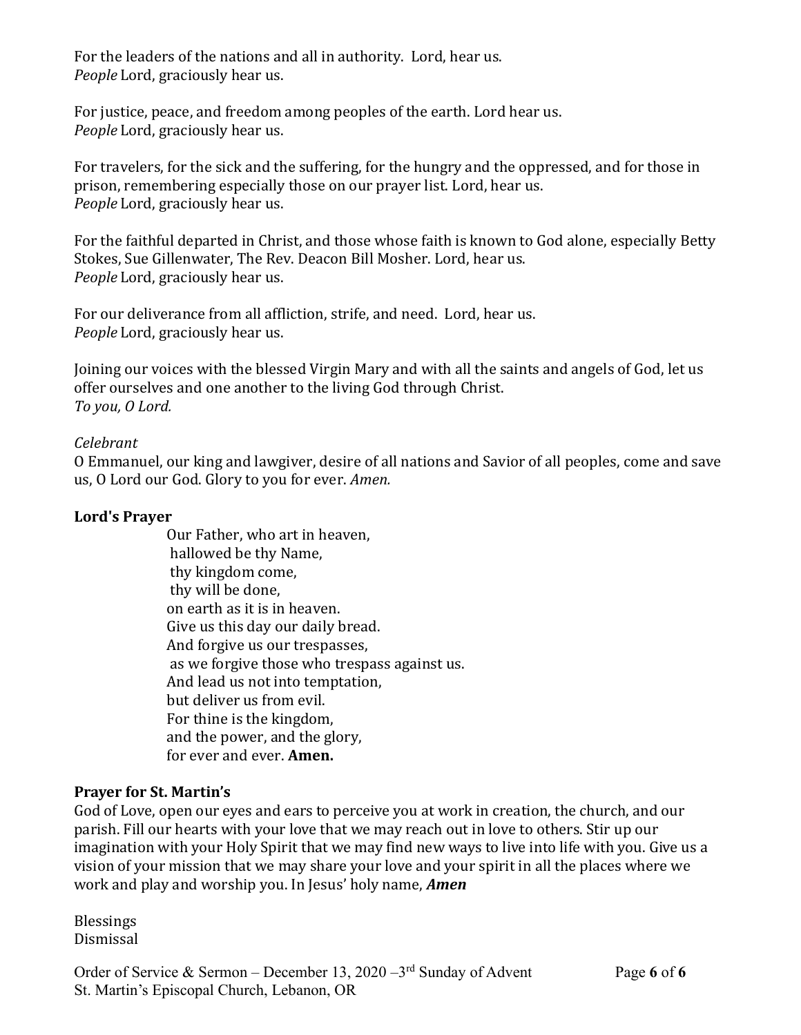For the leaders of the nations and all in authority.  Lord, hear us.
*People* Lord, graciously hear us.

For justice, peace, and freedom among peoples of the earth. Lord hear us.
*People* Lord, graciously hear us.

For travelers, for the sick and the suffering, for the hungry and the oppressed, and for those in prison, remembering especially those on our prayer list. Lord, hear us.
*People* Lord, graciously hear us.

For the faithful departed in Christ, and those whose faith is known to God alone, especially Betty Stokes, Sue Gillenwater, The Rev. Deacon Bill Mosher. Lord, hear us.
*People* Lord, graciously hear us.

For our deliverance from all affliction, strife, and need.  Lord, hear us.
*People* Lord, graciously hear us.

Joining our voices with the blessed Virgin Mary and with all the saints and angels of God, let us offer ourselves and one another to the living God through Christ.
*To you, O Lord.*

*Celebrant*
O Emmanuel, our king and lawgiver, desire of all nations and Savior of all peoples, come and save us, O Lord our God. Glory to you for ever. *Amen.*

**Lord's Prayer**

Our Father, who art in heaven,
hallowed be thy Name,
thy kingdom come,
thy will be done,
on earth as it is in heaven.
Give us this day our daily bread.
And forgive us our trespasses,
as we forgive those who trespass against us.
And lead us not into temptation,
but deliver us from evil.
For thine is the kingdom,
and the power, and the glory,
for ever and ever. **Amen.**

**Prayer for St. Martin's**
God of Love, open our eyes and ears to perceive you at work in creation, the church, and our parish. Fill our hearts with your love that we may reach out in love to others. Stir up our imagination with your Holy Spirit that we may find new ways to live into life with you. Give us a vision of your mission that we may share your love and your spirit in all the places where we work and play and worship you. In Jesus' holy name, ***Amen***

Blessings
Dismissal